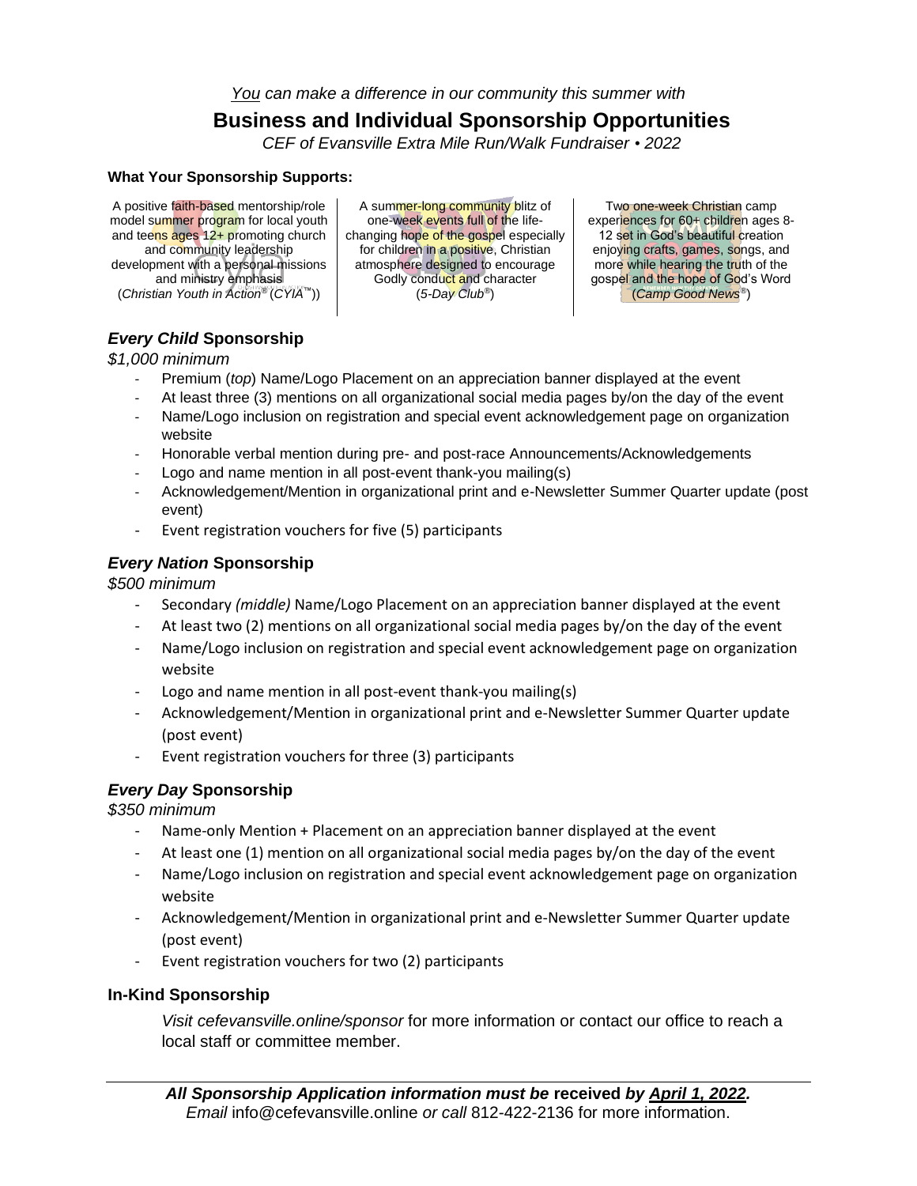*You* can make a difference in our community this summer with

# Business and Individual Sponsorship Opportunities

*CEF of Evansville Extra Mile Run/Walk Fundraiser • 2022*

**What Your Sponsorship Supports:**

A positive faith-based mentorship/role model summer program for local youth and teens ages 12+ promoting church and community leadership development with a personal missions and ministry emphasis (*Christian Youth in Action®* (*CYIA™*))

A summer-long community blitz of one-week events full of the life-changing hope of the gospel especially for children in a positive, Christian atmosphere designed to encourage Godly conduct and character (*5-Day Club®*)

Two one-week Christian camp experiences for 60+ children ages 8-12 set in God's beautiful creation enjoying crafts, games, songs, and more while hearing the truth of the gospel and the hope of God's Word (*Camp Good News®*)

## *Every Child* Sponsorship

*$1,000 minimum*

- Premium (*top*) Name/Logo Placement on an appreciation banner displayed at the event
- At least three (3) mentions on all organizational social media pages by/on the day of the event
- Name/Logo inclusion on registration and special event acknowledgement page on organization website
- Honorable verbal mention during pre- and post-race Announcements/Acknowledgements
- Logo and name mention in all post-event thank-you mailing(s)
- Acknowledgement/Mention in organizational print and e-Newsletter Summer Quarter update (post event)
- Event registration vouchers for five (5) participants

## *Every Nation* Sponsorship

*$500 minimum*

- Secondary *(middle)* Name/Logo Placement on an appreciation banner displayed at the event
- At least two (2) mentions on all organizational social media pages by/on the day of the event
- Name/Logo inclusion on registration and special event acknowledgement page on organization website
- Logo and name mention in all post-event thank-you mailing(s)
- Acknowledgement/Mention in organizational print and e-Newsletter Summer Quarter update (post event)
- Event registration vouchers for three (3) participants

## *Every Day* Sponsorship

*$350 minimum*

- Name-only Mention + Placement on an appreciation banner displayed at the event
- At least one (1) mention on all organizational social media pages by/on the day of the event
- Name/Logo inclusion on registration and special event acknowledgement page on organization website
- Acknowledgement/Mention in organizational print and e-Newsletter Summer Quarter update (post event)
- Event registration vouchers for two (2) participants

## In-Kind Sponsorship

*Visit cefevansville.online/sponsor* for more information or contact our office to reach a local staff or committee member.

---

***All Sponsorship Application information must be* received *by April 1, 2022.***
*Email* info@cefevansville.online *or call* 812-422-2136 for more information.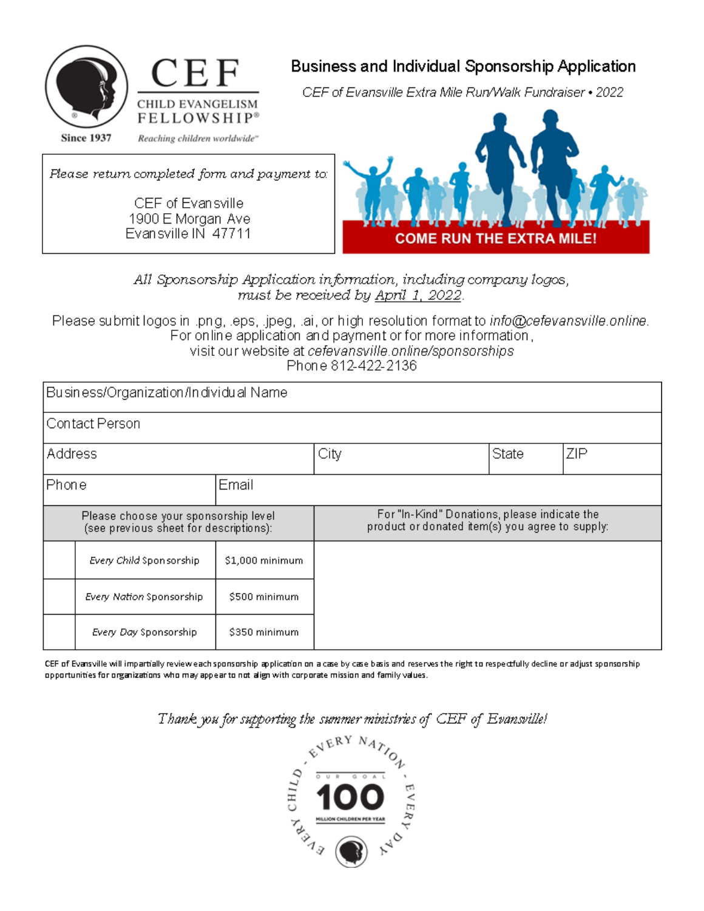CEF

CHILD EVANGELISM FELLOWSHIP®

Since 1937

*Reaching children worldwide*

# Business and Individual Sponsorship Application

*CEF of Evansville Extra Mile Run/Walk Fundraiser • 2022*

*Please return completed form and payment to:*

CEF of Evansville
1900 E Morgan Ave
Evansville IN 47711

COME RUN THE EXTRA MILE!

*All Sponsorship Application information, including company logos, must be received by April 1, 2022.*

Please submit logos in .png, .eps, .jpeg, .ai, or high resolution format to *info@cefevansville.online*.
For online application and payment or for more information,
visit our website at *cefevansville.online/sponsorships*
Phone 812-422-2136

| | | | |
|---|---|---|---|
| Business/Organization/Individual Name | | | |
| Contact Person | | | |
| Address | City | State | ZIP |
| Phone | Email | | |

| Please choose your sponsorship level (see previous sheet for descriptions): | | | For "In-Kind" Donations, please indicate the product or donated item(s) you agree to supply: |
|---|---|---|---|
| | *Every Child* Sponsorship | $1,000 minimum | |
| | *Every Nation* Sponsorship | $500 minimum | |
| | *Every Day* Sponsorship | $350 minimum | |

CEF of Evansville will impartially review each sponsorship application on a case by case basis and reserves the right to respectfully decline or adjust sponsorship opportunities for organizations who may appear to not align with corporate mission and family values.

*Thank you for supporting the summer ministries of CEF of Evansville!*

EVERY CHILD - EVERY NATION - EVERY DAY

OUR GOAL

100

MILLION CHILDREN PER YEAR